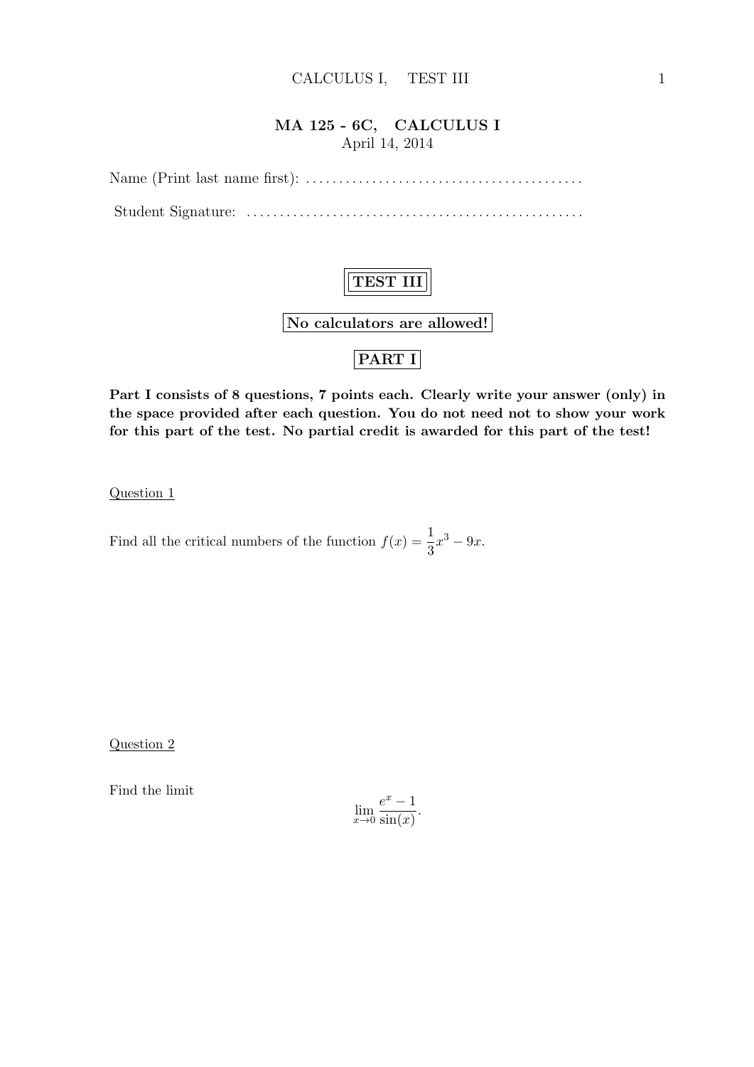# MA 125 - 6C, CALCULUS I

April 14, 2014

Name (Print last name first): .........................................

Student Signature: ..................................................

## TEST III

**No calculators are allowed!**

## PART I

**Part I consists of 8 questions, 7 points each. Clearly write your answer (only) in the space provided after each question. You do not need not to show your work for this part of the test. No partial credit is awarded for this part of the test!**

Question 1

Find all the critical numbers of the function $f(x) = \frac{1}{3}x^3 - 9x$.

Question 2

Find the limit

$$\lim_{x \to 0} \frac{e^x - 1}{\sin(x)}.$$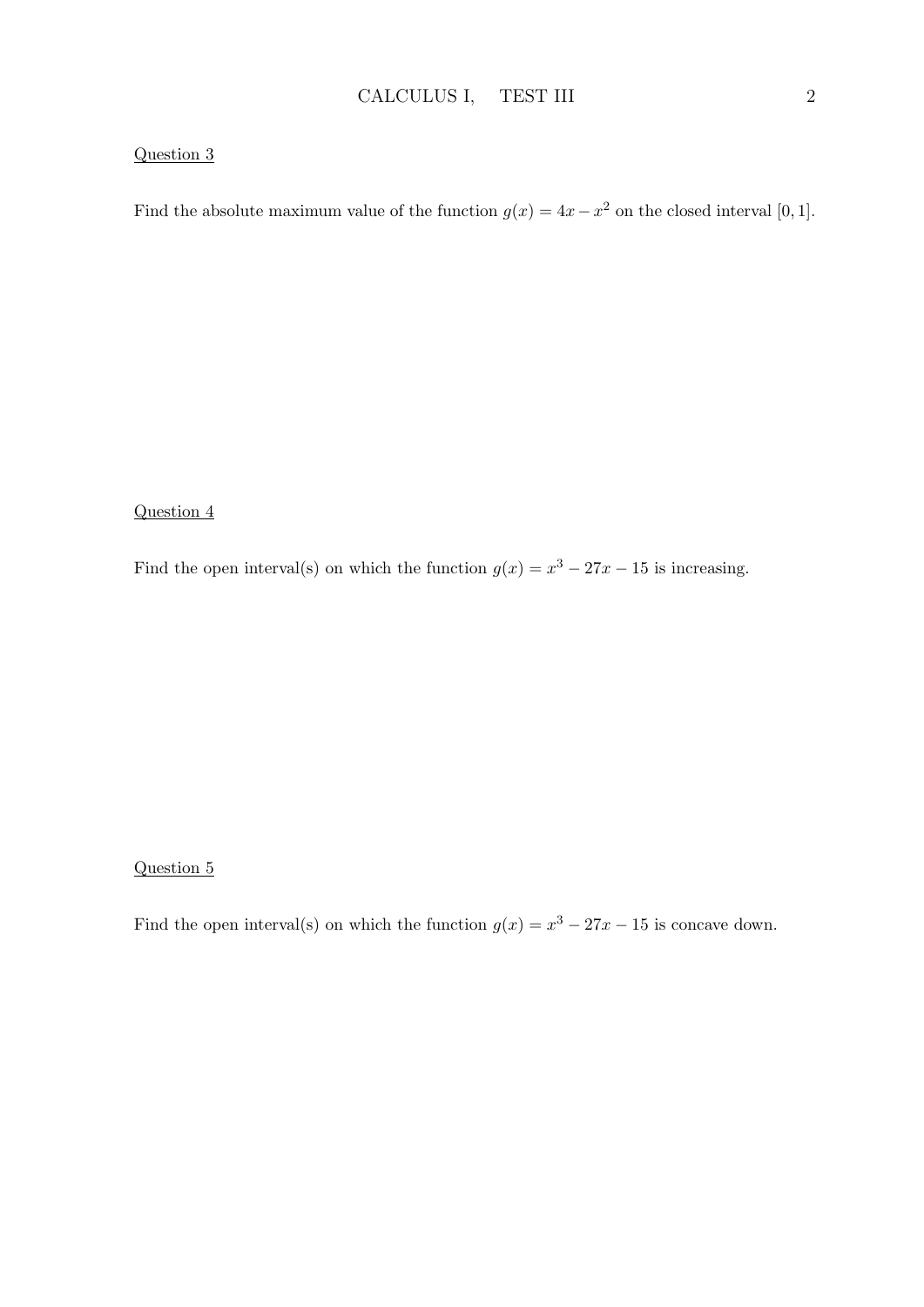Question 3

Find the absolute maximum value of the function $g(x) = 4x - x^2$ on the closed interval $[0, 1]$.

Question 4

Find the open interval(s) on which the function $g(x) = x^3 - 27x - 15$ is increasing.

Question 5

Find the open interval(s) on which the function $g(x) = x^3 - 27x - 15$ is concave down.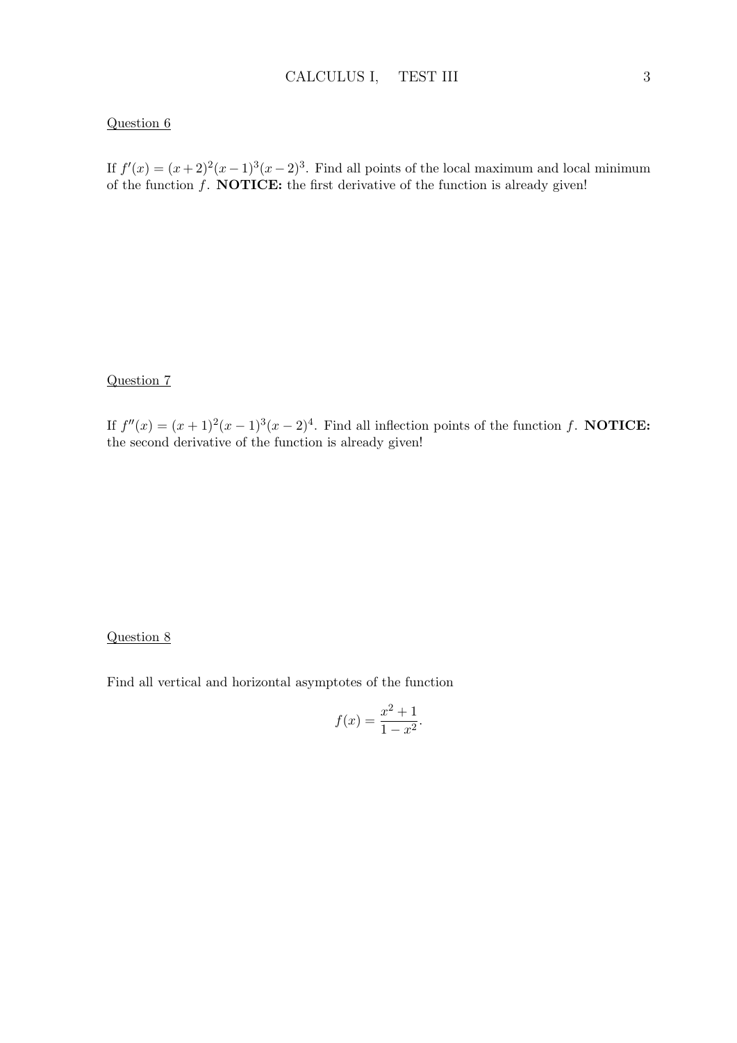Question 6

If $f'(x) = (x+2)^2(x-1)^3(x-2)^3$. Find all points of the local maximum and local minimum of the function $f$. **NOTICE:** the first derivative of the function is already given!

Question 7

If $f''(x) = (x+1)^2(x-1)^3(x-2)^4$. Find all inflection points of the function $f$. **NOTICE:** the second derivative of the function is already given!

Question 8

Find all vertical and horizontal asymptotes of the function

$$f(x) = \frac{x^2+1}{1-x^2}.$$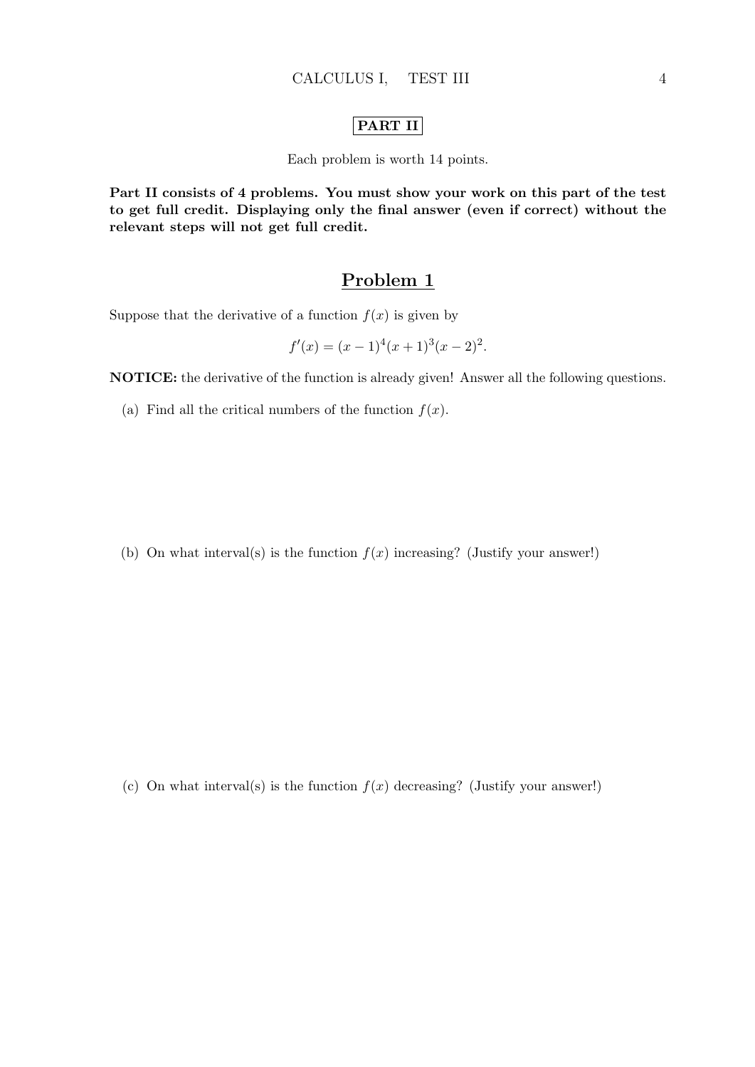**PART II**

Each problem is worth 14 points.

**Part II consists of 4 problems. You must show your work on this part of the test to get full credit. Displaying only the final answer (even if correct) without the relevant steps will not get full credit.**

## Problem 1

Suppose that the derivative of a function $f(x)$ is given by

$$f'(x) = (x-1)^4(x+1)^3(x-2)^2.$$

**NOTICE:** the derivative of the function is already given! Answer all the following questions.

(a) Find all the critical numbers of the function $f(x)$.

(b) On what interval(s) is the function $f(x)$ increasing? (Justify your answer!)

(c) On what interval(s) is the function $f(x)$ decreasing? (Justify your answer!)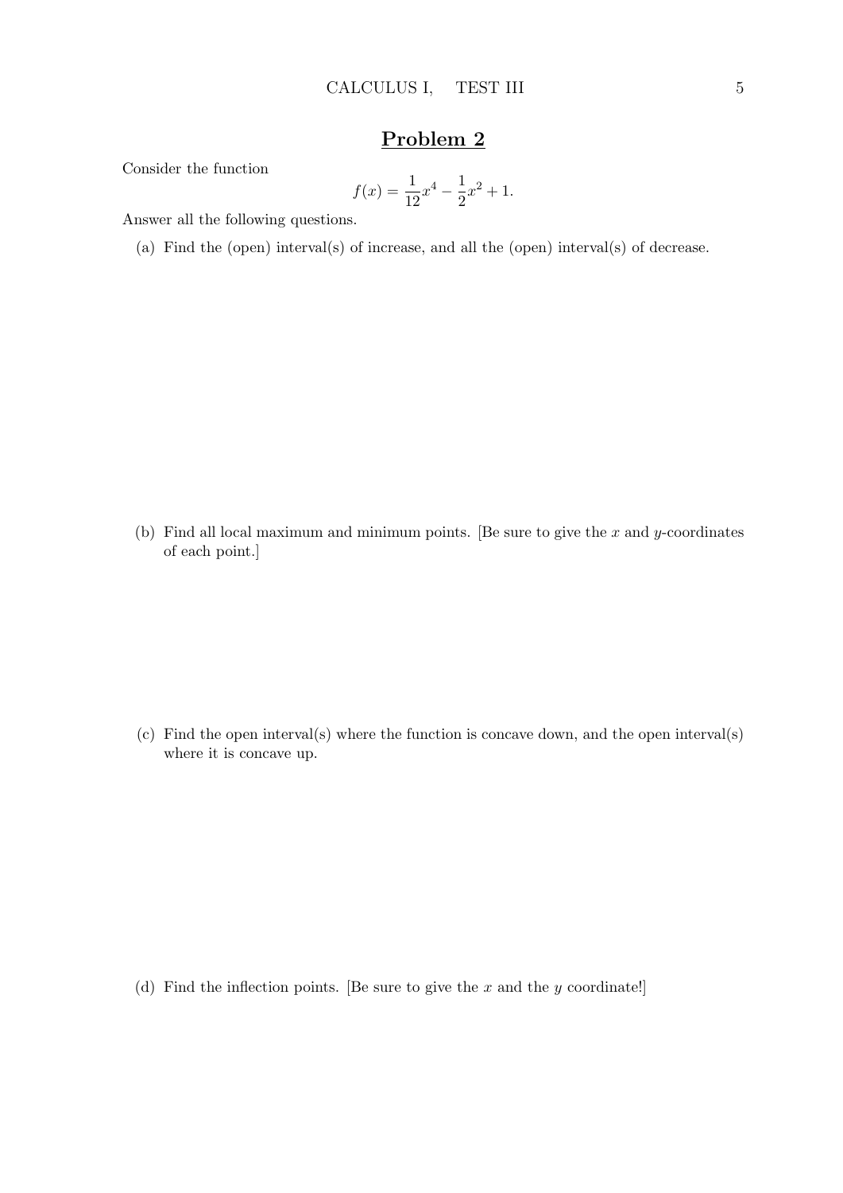## Problem 2

Consider the function

$$f(x) = \frac{1}{12}x^4 - \frac{1}{2}x^2 + 1.$$

Answer all the following questions.

(a) Find the (open) interval(s) of increase, and all the (open) interval(s) of decrease.

(b) Find all local maximum and minimum points. [Be sure to give the $x$ and $y$-coordinates of each point.]

(c) Find the open interval(s) where the function is concave down, and the open interval(s) where it is concave up.

(d) Find the inflection points. [Be sure to give the $x$ and the $y$ coordinate!]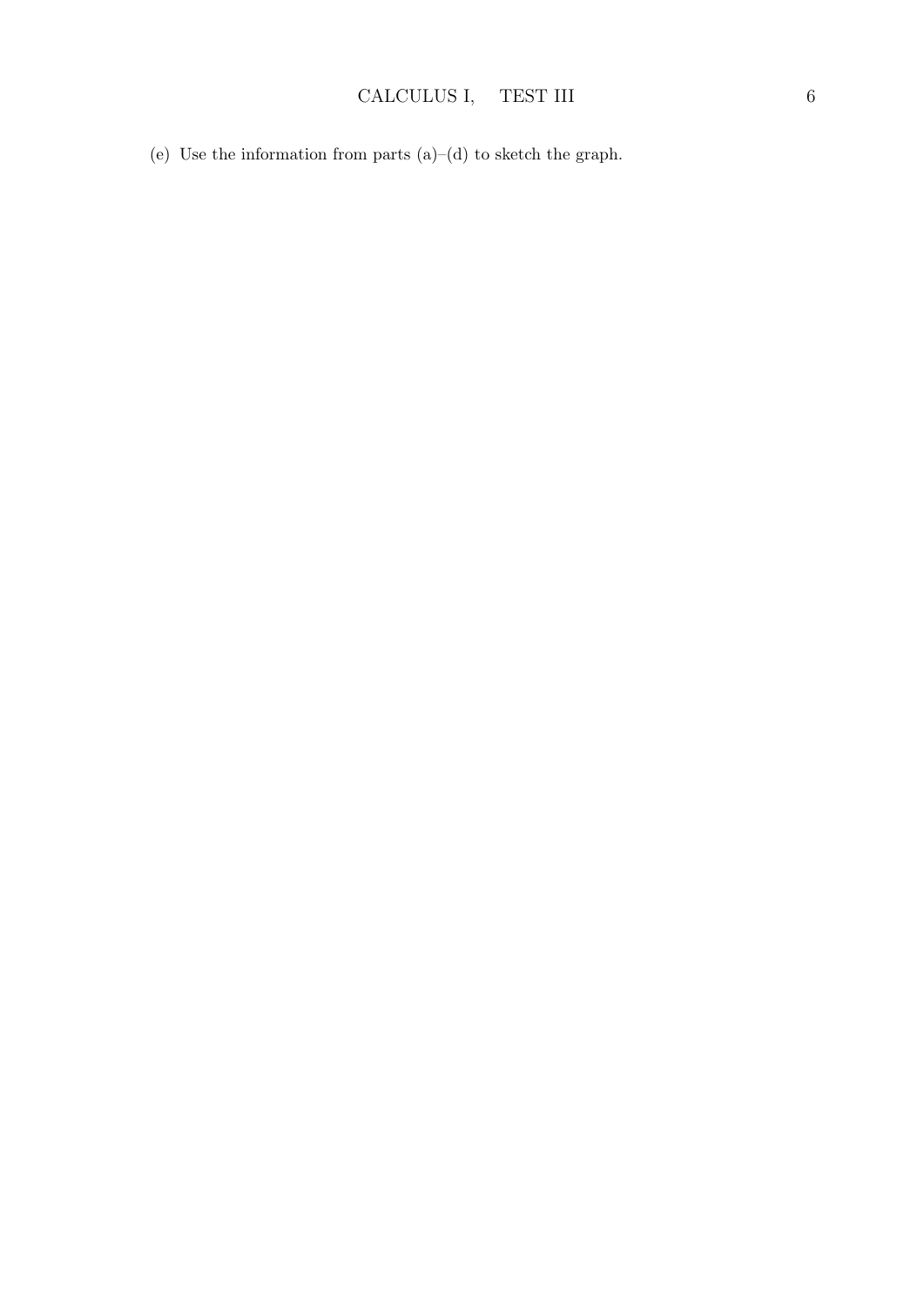(e) Use the information from parts (a)–(d) to sketch the graph.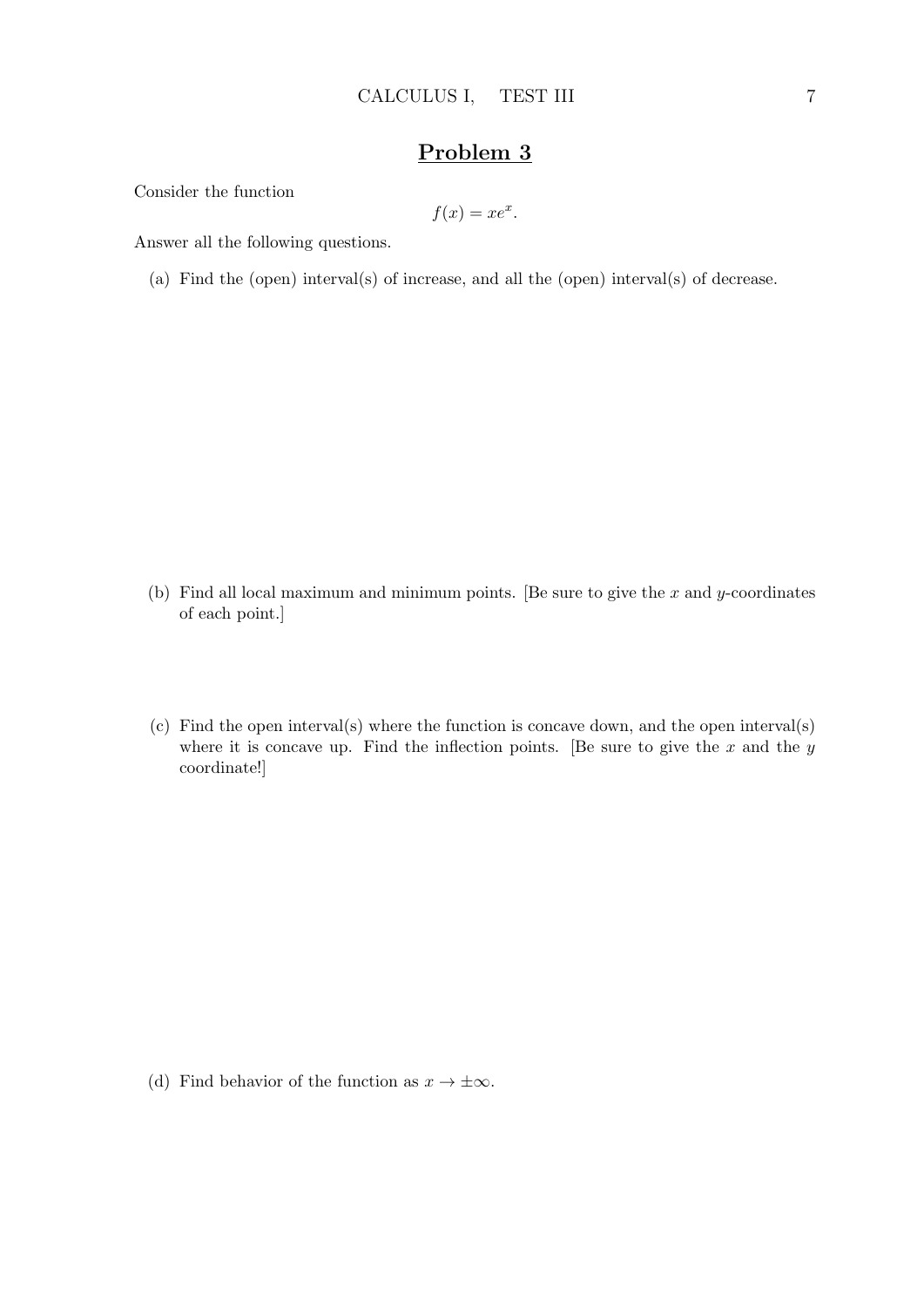## Problem 3

Consider the function

$$f(x) = xe^x.$$

Answer all the following questions.

(a) Find the (open) interval(s) of increase, and all the (open) interval(s) of decrease.

(b) Find all local maximum and minimum points. [Be sure to give the $x$ and $y$-coordinates of each point.]

(c) Find the open interval(s) where the function is concave down, and the open interval(s) where it is concave up. Find the inflection points. [Be sure to give the $x$ and the $y$ coordinate!]

(d) Find behavior of the function as $x \to \pm\infty$.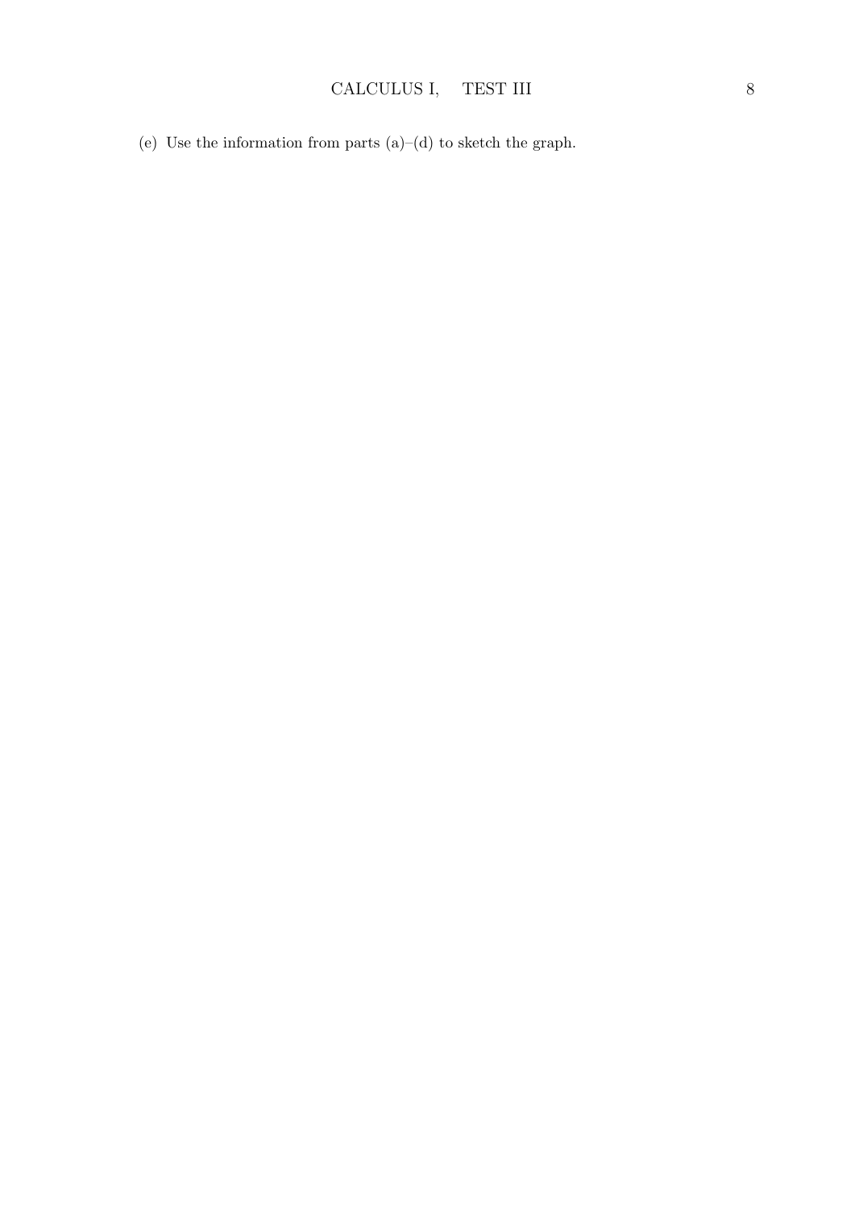(e) Use the information from parts (a)–(d) to sketch the graph.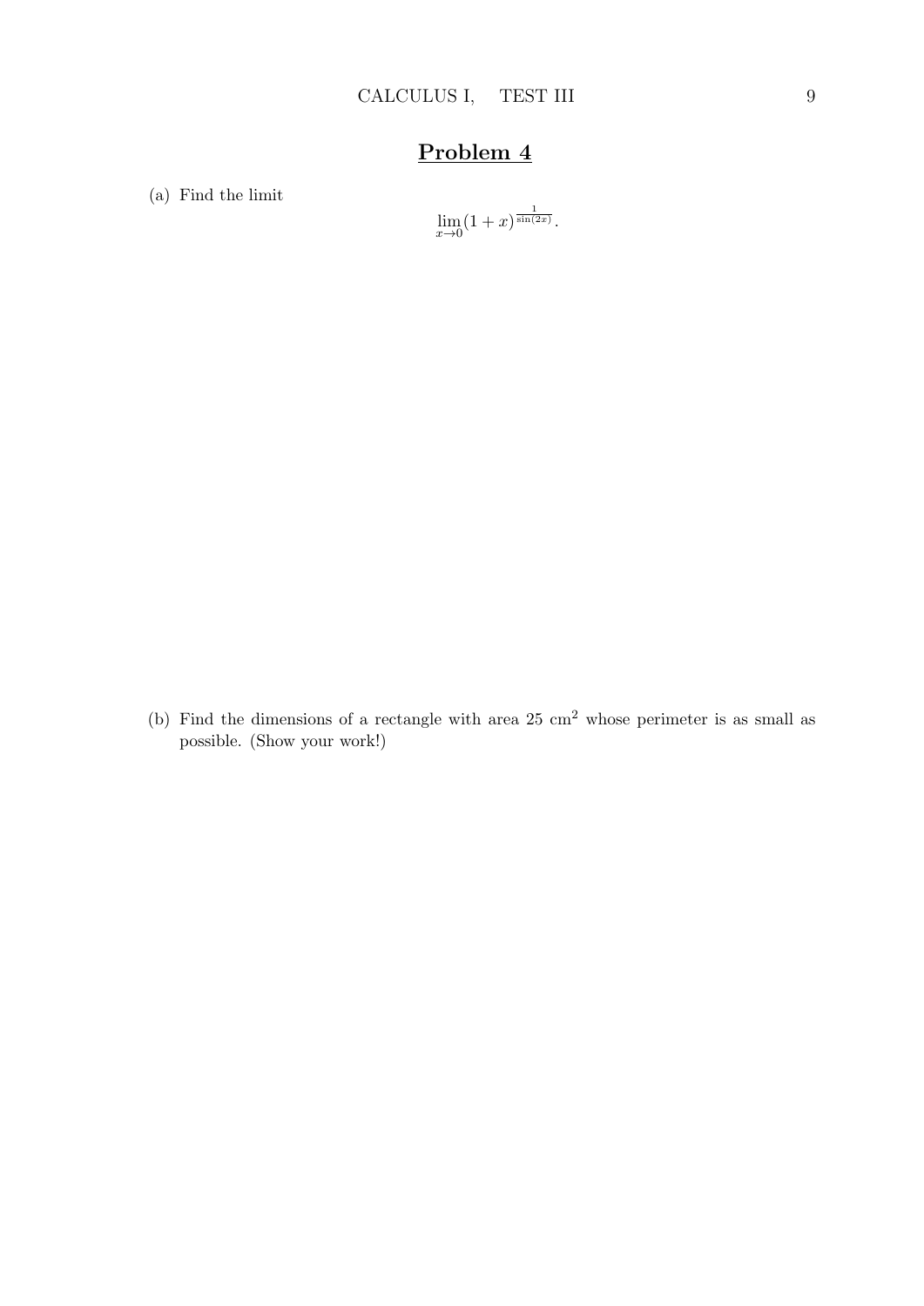## Problem 4

(a) Find the limit

$$\lim_{x \to 0} (1 + x)^{\frac{1}{\sin(2x)}}.$$

(b) Find the dimensions of a rectangle with area 25 cm$^2$ whose perimeter is as small as possible. (Show your work!)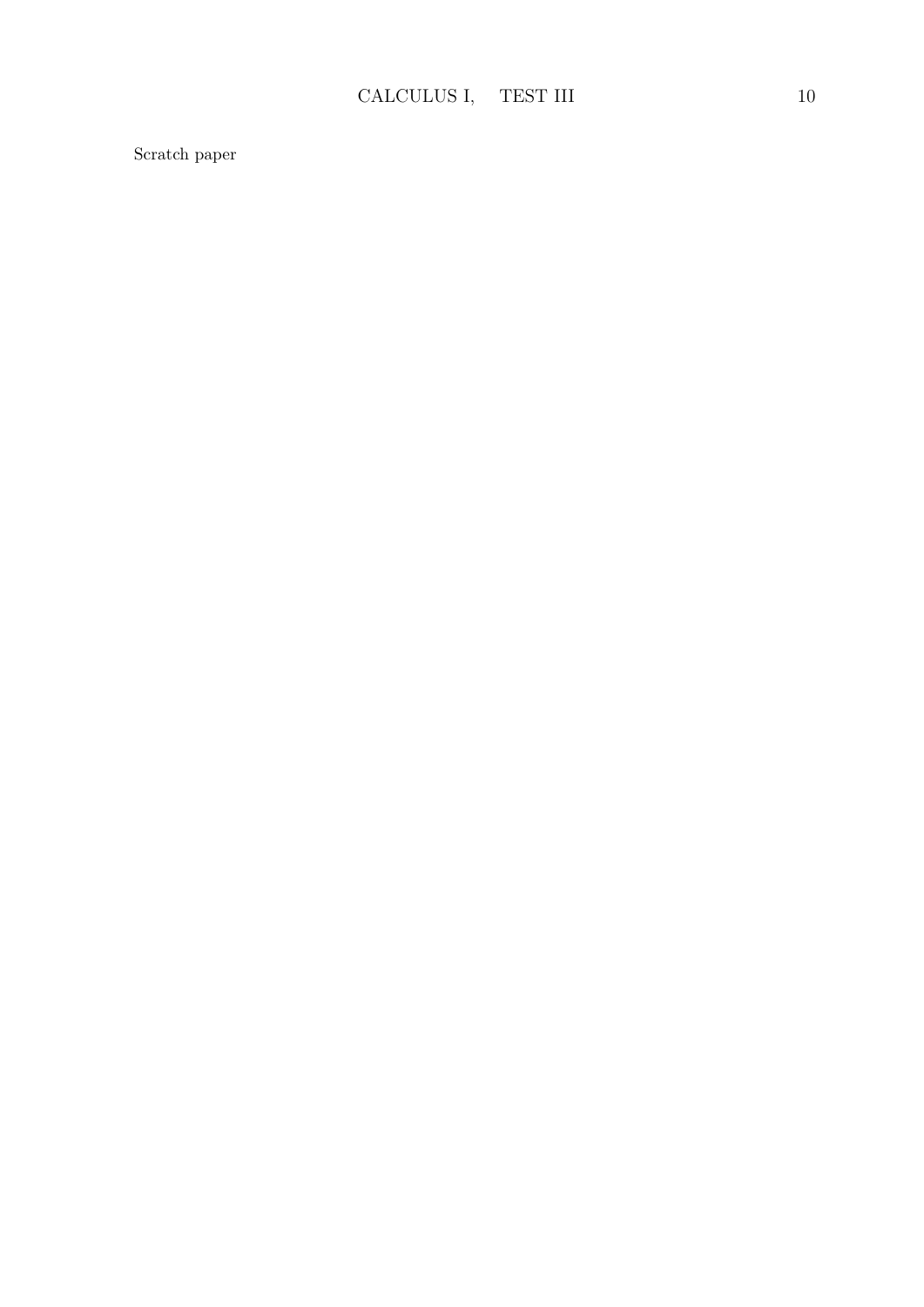Scratch paper